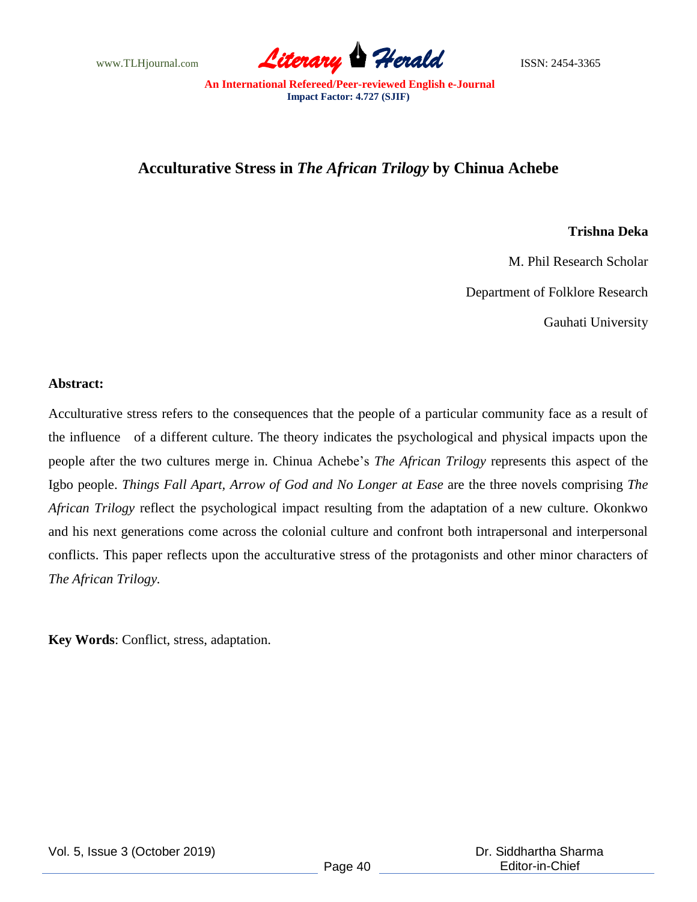# Acculturative Stress in *The African Trilogy* by Chinua Achebe

**Trishna Deka**

M. Phil Research Scholar

Department of Folklore Research

Gauhati University

**Abstract:**

Acculturative stress refers to the consequences that the people of a particular community face as a result of the influence of a different culture. The theory indicates the psychological and physical impacts upon the people after the two cultures merge in. Chinua Achebe's *The African Trilogy* represents this aspect of the Igbo people. *Things Fall Apart, Arrow of God and No Longer at Ease* are the three novels comprising *The African Trilogy* reflect the psychological impact resulting from the adaptation of a new culture. Okonkwo and his next generations come across the colonial culture and confront both intrapersonal and interpersonal conflicts. This paper reflects upon the acculturative stress of the protagonists and other minor characters of *The African Trilogy.*

**Key Words**: Conflict, stress, adaptation.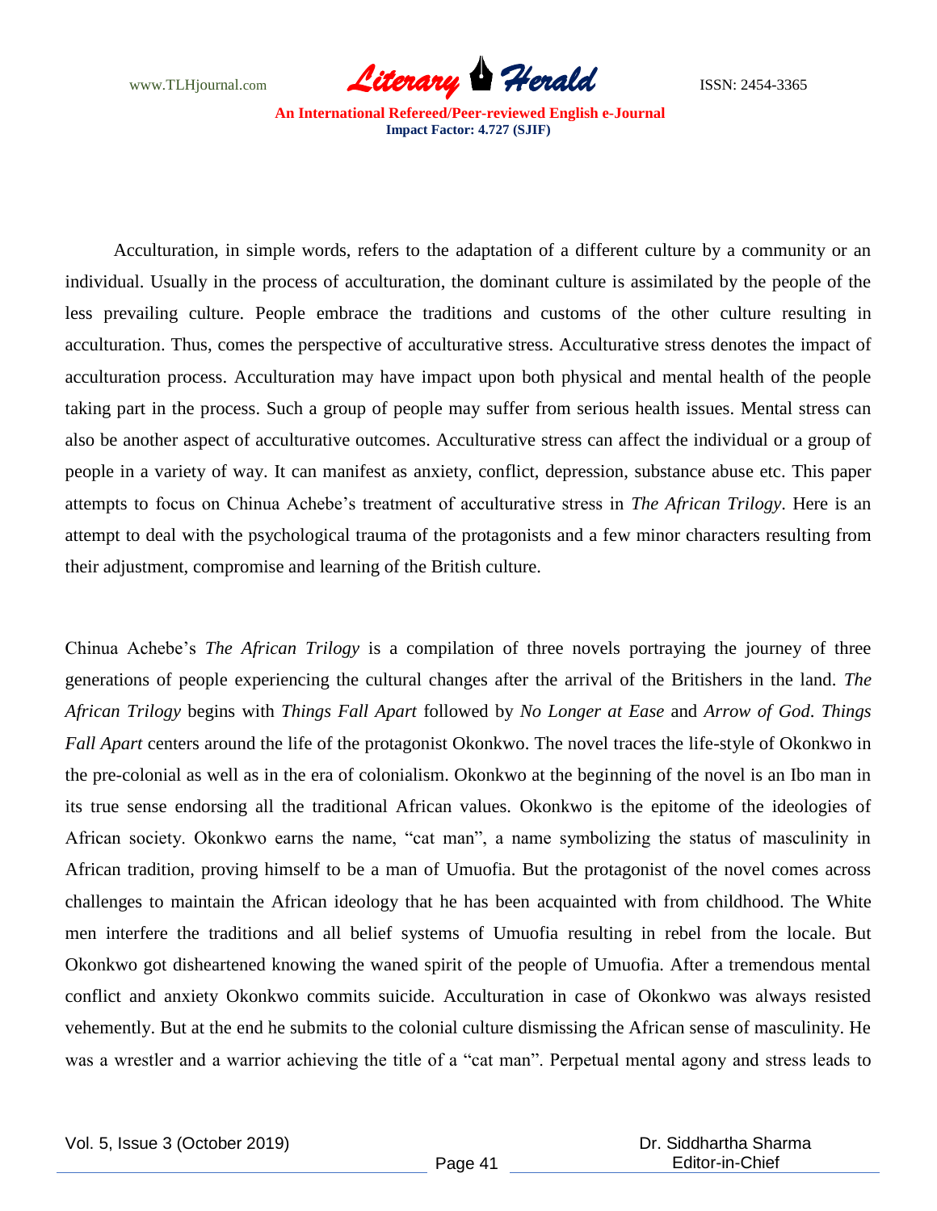Acculturation, in simple words, refers to the adaptation of a different culture by a community or an individual. Usually in the process of acculturation, the dominant culture is assimilated by the people of the less prevailing culture. People embrace the traditions and customs of the other culture resulting in acculturation. Thus, comes the perspective of acculturative stress. Acculturative stress denotes the impact of acculturation process. Acculturation may have impact upon both physical and mental health of the people taking part in the process. Such a group of people may suffer from serious health issues. Mental stress can also be another aspect of acculturative outcomes. Acculturative stress can affect the individual or a group of people in a variety of way. It can manifest as anxiety, conflict, depression, substance abuse etc. This paper attempts to focus on Chinua Achebe's treatment of acculturative stress in *The African Trilogy*. Here is an attempt to deal with the psychological trauma of the protagonists and a few minor characters resulting from their adjustment, compromise and learning of the British culture.

Chinua Achebe's *The African Trilogy* is a compilation of three novels portraying the journey of three generations of people experiencing the cultural changes after the arrival of the Britishers in the land. *The African Trilogy* begins with *Things Fall Apart* followed by *No Longer at Ease* and *Arrow of God*. *Things Fall Apart* centers around the life of the protagonist Okonkwo. The novel traces the life-style of Okonkwo in the pre-colonial as well as in the era of colonialism. Okonkwo at the beginning of the novel is an Ibo man in its true sense endorsing all the traditional African values. Okonkwo is the epitome of the ideologies of African society. Okonkwo earns the name, "cat man", a name symbolizing the status of masculinity in African tradition, proving himself to be a man of Umuofia. But the protagonist of the novel comes across challenges to maintain the African ideology that he has been acquainted with from childhood. The White men interfere the traditions and all belief systems of Umuofia resulting in rebel from the locale. But Okonkwo got disheartened knowing the waned spirit of the people of Umuofia. After a tremendous mental conflict and anxiety Okonkwo commits suicide. Acculturation in case of Okonkwo was always resisted vehemently. But at the end he submits to the colonial culture dismissing the African sense of masculinity. He was a wrestler and a warrior achieving the title of a "cat man". Perpetual mental agony and stress leads to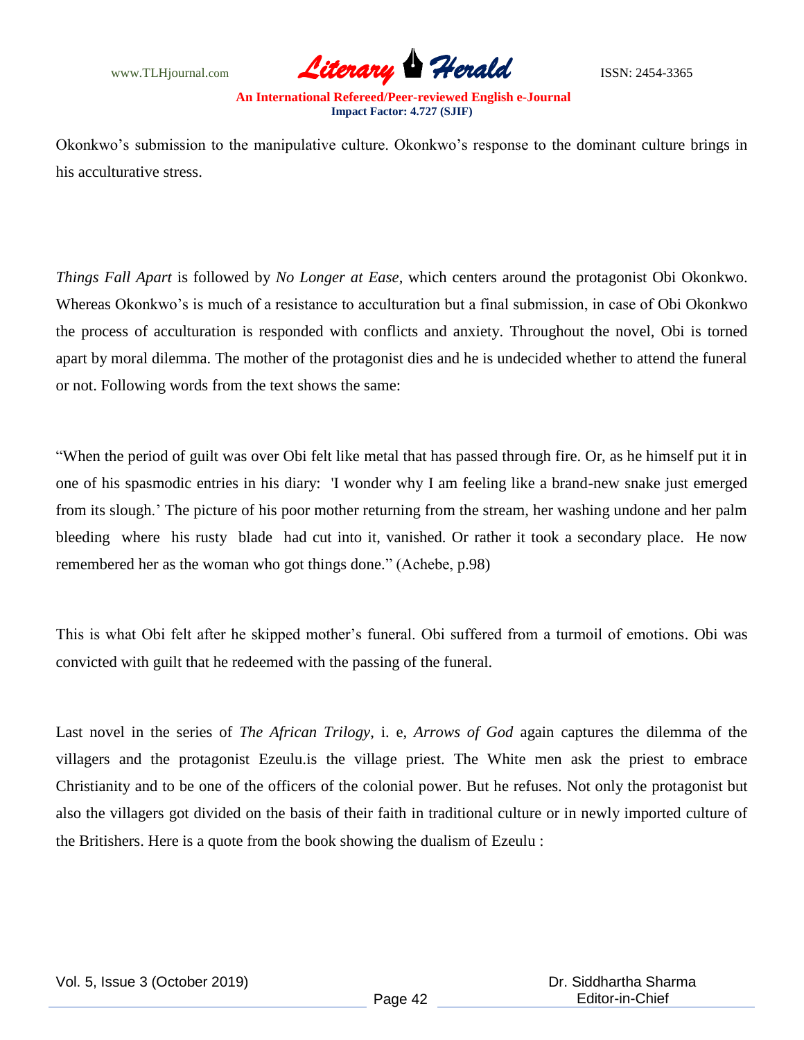Okonkwo's submission to the manipulative culture. Okonkwo's response to the dominant culture brings in his acculturative stress.

*Things Fall Apart* is followed by *No Longer at Ease*, which centers around the protagonist Obi Okonkwo. Whereas Okonkwo's is much of a resistance to acculturation but a final submission, in case of Obi Okonkwo the process of acculturation is responded with conflicts and anxiety. Throughout the novel, Obi is torned apart by moral dilemma. The mother of the protagonist dies and he is undecided whether to attend the funeral or not. Following words from the text shows the same:

"When the period of guilt was over Obi felt like metal that has passed through fire. Or, as he himself put it in one of his spasmodic entries in his diary: 'I wonder why I am feeling like a brand-new snake just emerged from its slough.' The picture of his poor mother returning from the stream, her washing undone and her palm bleeding where his rusty blade had cut into it, vanished. Or rather it took a secondary place. He now remembered her as the woman who got things done." (Achebe, p.98)

This is what Obi felt after he skipped mother's funeral. Obi suffered from a turmoil of emotions. Obi was convicted with guilt that he redeemed with the passing of the funeral.

Last novel in the series of *The African Trilogy*, i. e, *Arrows of God* again captures the dilemma of the villagers and the protagonist Ezeulu.is the village priest. The White men ask the priest to embrace Christianity and to be one of the officers of the colonial power. But he refuses. Not only the protagonist but also the villagers got divided on the basis of their faith in traditional culture or in newly imported culture of the Britishers. Here is a quote from the book showing the dualism of Ezeulu :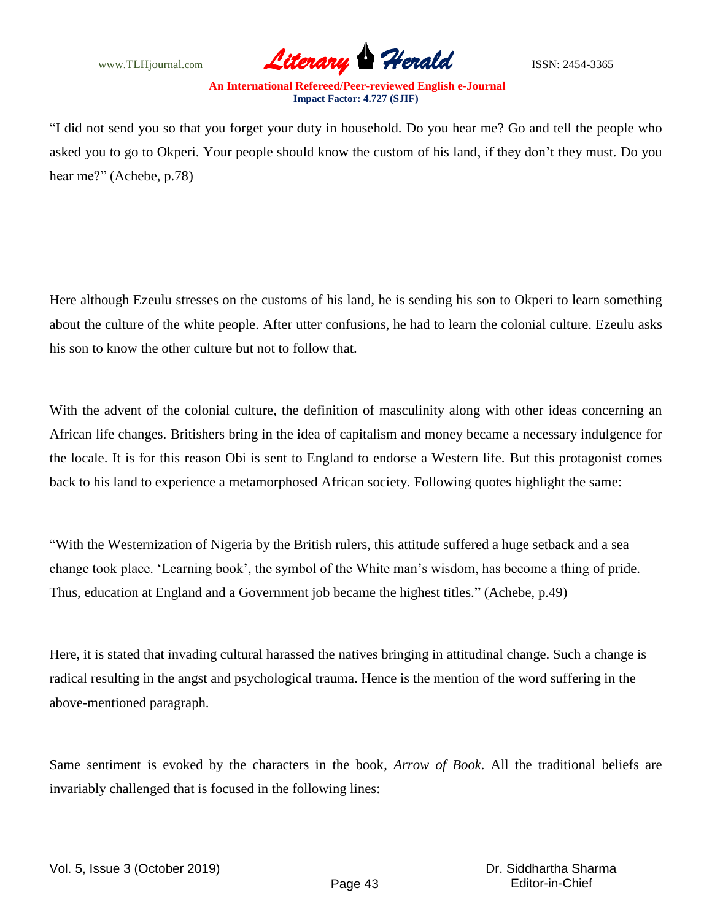"I did not send you so that you forget your duty in household. Do you hear me? Go and tell the people who asked you to go to Okperi. Your people should know the custom of his land, if they don't they must. Do you hear me?" (Achebe, p.78)

Here although Ezeulu stresses on the customs of his land, he is sending his son to Okperi to learn something about the culture of the white people. After utter confusions, he had to learn the colonial culture. Ezeulu asks his son to know the other culture but not to follow that.

With the advent of the colonial culture, the definition of masculinity along with other ideas concerning an African life changes. Britishers bring in the idea of capitalism and money became a necessary indulgence for the locale. It is for this reason Obi is sent to England to endorse a Western life. But this protagonist comes back to his land to experience a metamorphosed African society. Following quotes highlight the same:

"With the Westernization of Nigeria by the British rulers, this attitude suffered a huge setback and a sea change took place. 'Learning book', the symbol of the White man's wisdom, has become a thing of pride. Thus, education at England and a Government job became the highest titles." (Achebe, p.49)

Here, it is stated that invading cultural harassed the natives bringing in attitudinal change. Such a change is radical resulting in the angst and psychological trauma. Hence is the mention of the word suffering in the above-mentioned paragraph.

Same sentiment is evoked by the characters in the book, *Arrow of Book*. All the traditional beliefs are invariably challenged that is focused in the following lines: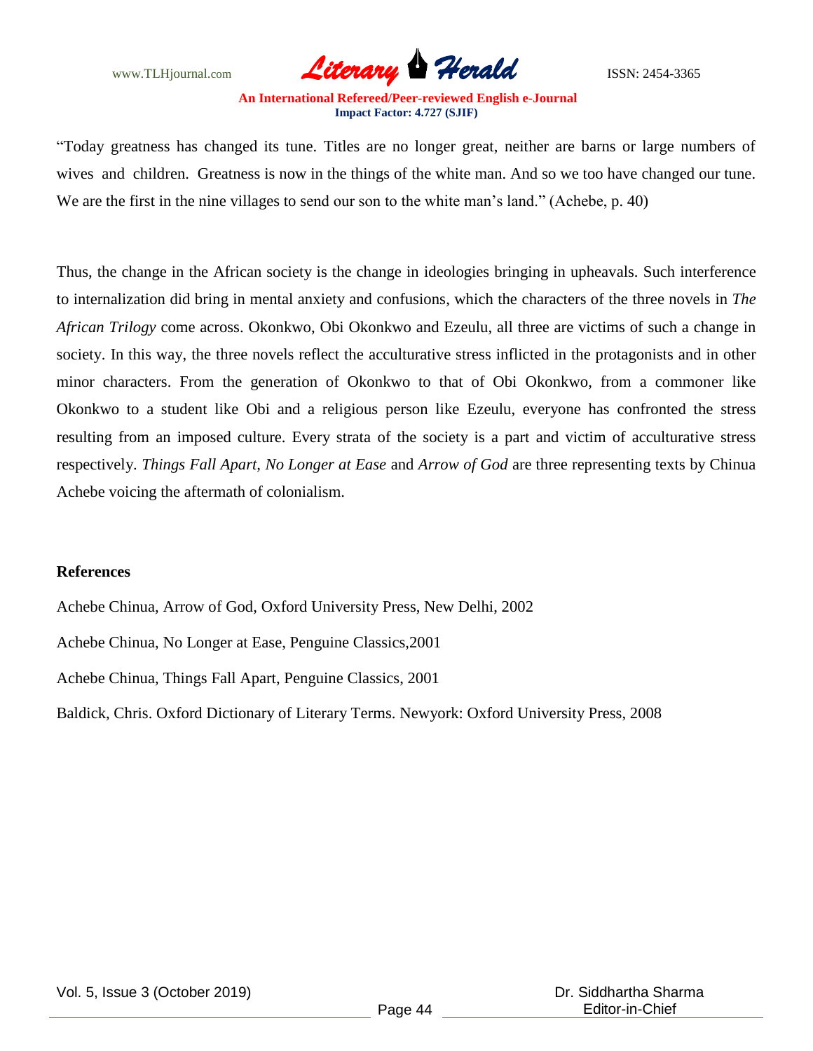"Today greatness has changed its tune. Titles are no longer great, neither are barns or large numbers of wives and children. Greatness is now in the things of the white man. And so we too have changed our tune. We are the first in the nine villages to send our son to the white man's land." (Achebe, p. 40)

Thus, the change in the African society is the change in ideologies bringing in upheavals. Such interference to internalization did bring in mental anxiety and confusions, which the characters of the three novels in *The African Trilogy* come across. Okonkwo, Obi Okonkwo and Ezeulu, all three are victims of such a change in society. In this way, the three novels reflect the acculturative stress inflicted in the protagonists and in other minor characters. From the generation of Okonkwo to that of Obi Okonkwo, from a commoner like Okonkwo to a student like Obi and a religious person like Ezeulu, everyone has confronted the stress resulting from an imposed culture. Every strata of the society is a part and victim of acculturative stress respectively. *Things Fall Apart, No Longer at Ease* and *Arrow of God* are three representing texts by Chinua Achebe voicing the aftermath of colonialism.

**References**

Achebe Chinua, Arrow of God, Oxford University Press, New Delhi, 2002

Achebe Chinua, No Longer at Ease, Penguine Classics,2001

Achebe Chinua, Things Fall Apart, Penguine Classics, 2001

Baldick, Chris. Oxford Dictionary of Literary Terms. Newyork: Oxford University Press, 2008